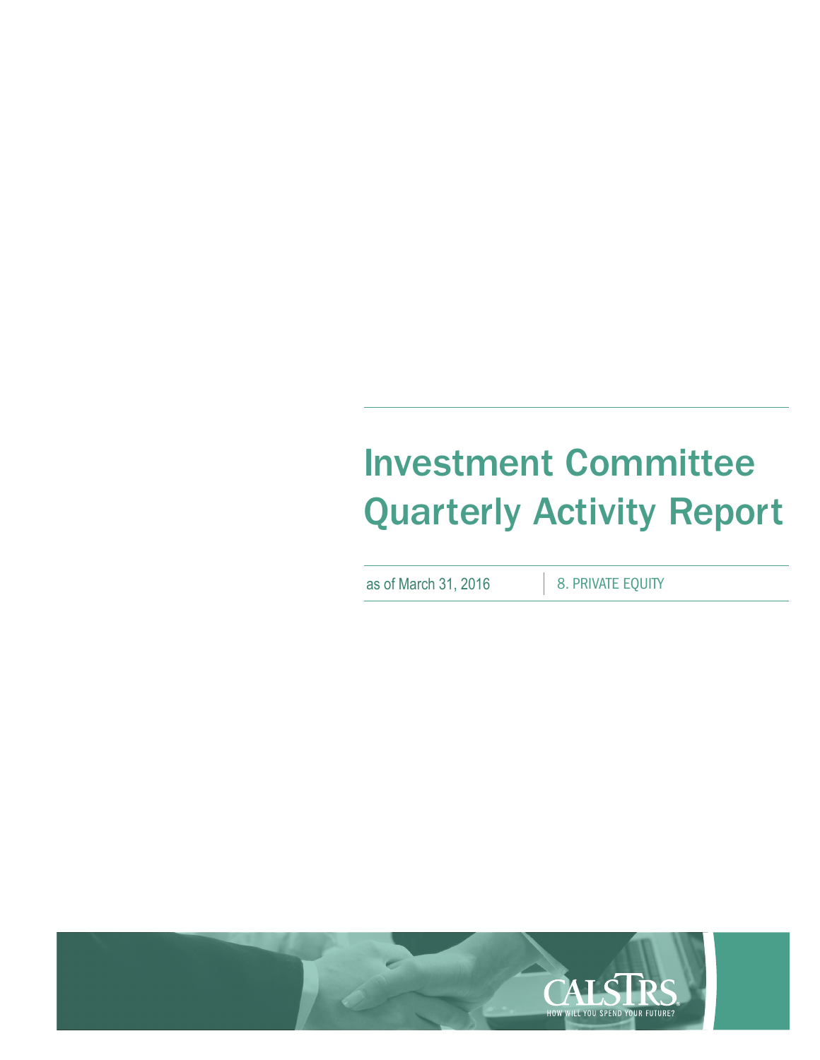# Investment Committee Quarterly Activity Report

as of March 31, 2016 | 8. PRIVATE EQUITY

CALSTRS

HOW WILL YOU SPEND YOUR FUTURE?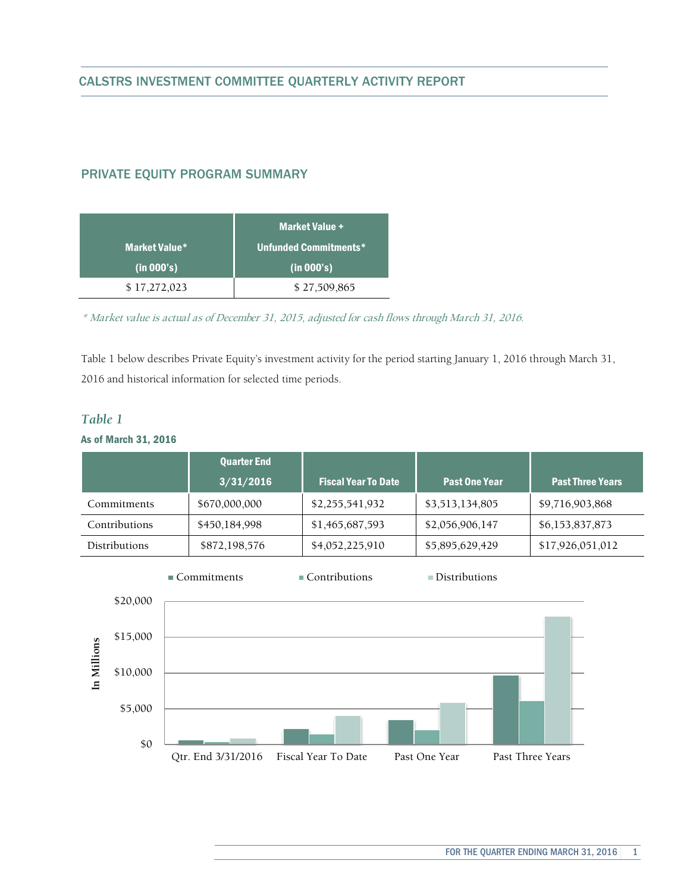# CALSTRS INVESTMENT COMMITTEE QUARTERLY ACTIVITY REPORT

## PRIVATE EQUITY PROGRAM SUMMARY

| Market Value* (in 000's) | Market Value + Unfunded Commitments* (in 000's) |
|---|---|
| $ 17,272,023 | $ 27,509,865 |

*\* Market value is actual as of December 31, 2015, adjusted for cash flows through March 31, 2016.*

Table 1 below describes Private Equity's investment activity for the period starting January 1, 2016 through March 31, 2016 and historical information for selected time periods.

### *Table 1*

**As of March 31, 2016**

| | Quarter End 3/31/2016 | Fiscal Year To Date | Past One Year | Past Three Years |
|---|---|---|---|---|
| Commitments | $670,000,000 | $2,255,541,932 | $3,513,134,805 | $9,716,903,868 |
| Contributions | $450,184,998 | $1,465,687,593 | $2,056,906,147 | $6,153,837,873 |
| Distributions | $872,198,576 | $4,052,225,910 | $5,895,629,429 | $17,926,051,012 |

Commitments
Contributions
Distributions

In Millions

$20,000
$15,000
$10,000
$5,000
$0

Qtr. End 3/31/2016
Fiscal Year To Date
Past One Year
Past Three Years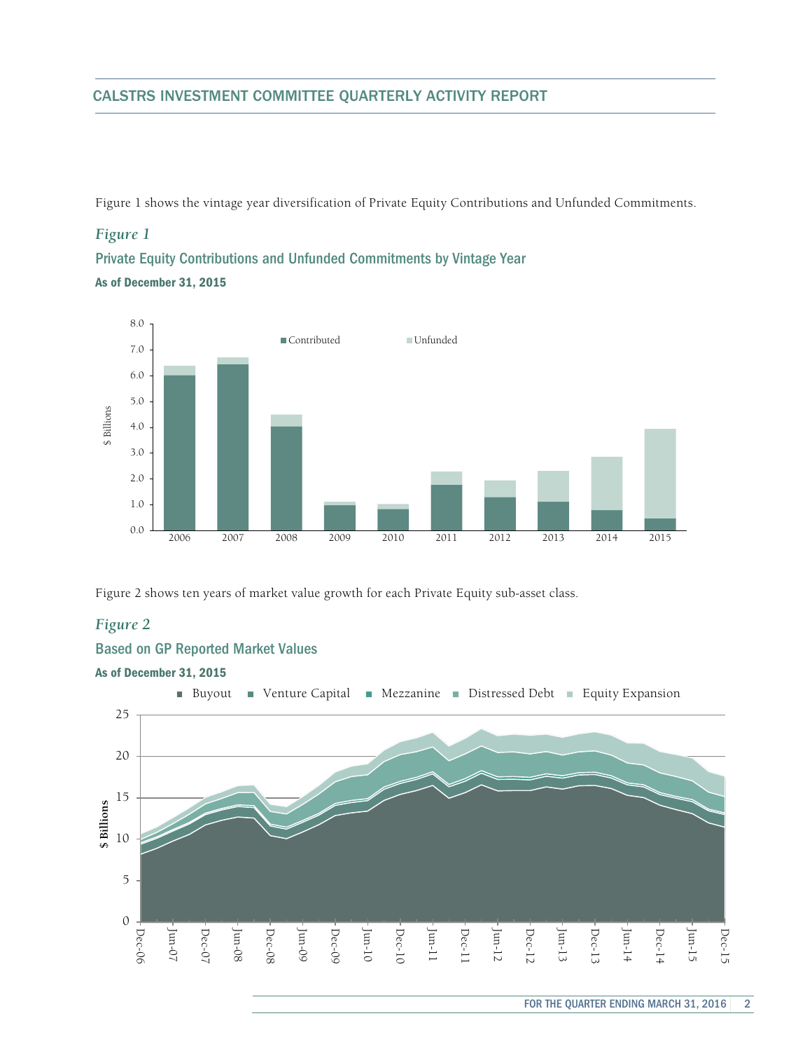Figure 1 shows the vintage year diversification of Private Equity Contributions and Unfunded Commitments.

*Figure 1*

## Private Equity Contributions and Unfunded Commitments by Vintage Year

**As of December 31, 2015**

Contributed
Unfunded

$ Billions

8.0
7.0
6.0
5.0
4.0
3.0
2.0
1.0
0.0

2006 2007 2008 2009 2010 2011 2012 2013 2014 2015

Figure 2 shows ten years of market value growth for each Private Equity sub-asset class.

*Figure 2*

## Based on GP Reported Market Values

**As of December 31, 2015**

Buyout
Venture Capital
Mezzanine
Distressed Debt
Equity Expansion

$ Billions

25
20
15
10
5
0

Dec-06 Jun-07 Dec-07 Jun-08 Dec-08 Jun-09 Dec-09 Jun-10 Dec-10 Jun-11 Dec-11 Jun-12 Dec-12 Jun-13 Dec-13 Jun-14 Dec-14 Jun-15 Dec-15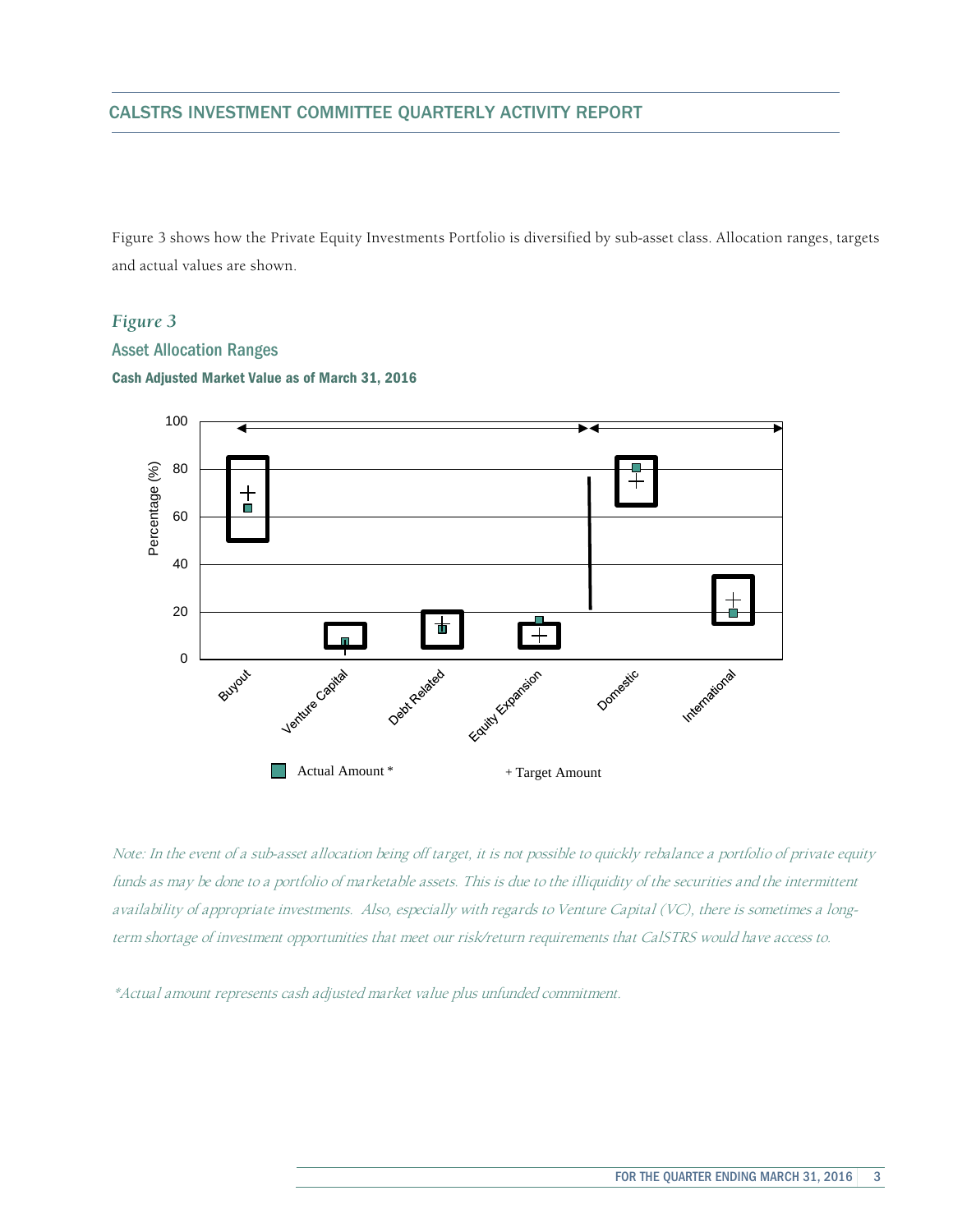Figure 3 shows how the Private Equity Investments Portfolio is diversified by sub-asset class. Allocation ranges, targets and actual values are shown.

### *Figure 3*

### Asset Allocation Ranges

**Cash Adjusted Market Value as of March 31, 2016**

Percentage (%)

100
80
60
40
20
0

Buyout
Venture Capital
Debt Related
Equity Expansion
Domestic
International

Actual Amount *
+ Target Amount

*Note: In the event of a sub-asset allocation being off target, it is not possible to quickly rebalance a portfolio of private equity funds as may be done to a portfolio of marketable assets. This is due to the illiquidity of the securities and the intermittent availability of appropriate investments. Also, especially with regards to Venture Capital (VC), there is sometimes a long-term shortage of investment opportunities that meet our risk/return requirements that CalSTRS would have access to.*

*\*Actual amount represents cash adjusted market value plus unfunded commitment.*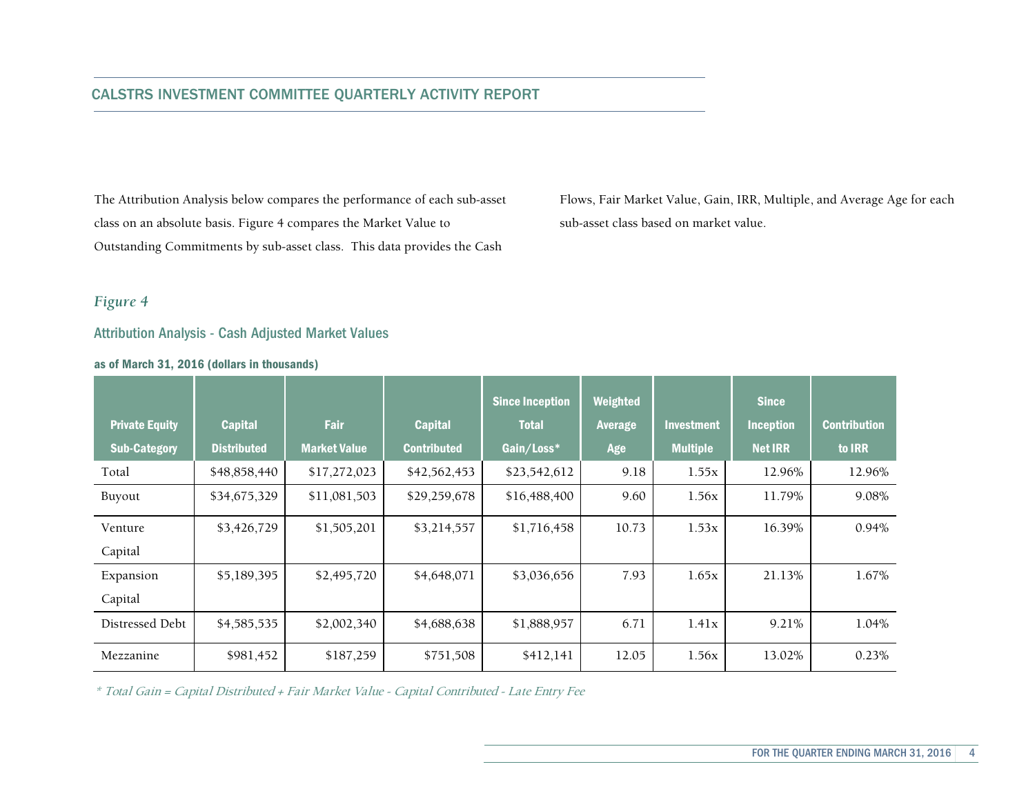The Attribution Analysis below compares the performance of each sub-asset class on an absolute basis. Figure 4 compares the Market Value to Outstanding Commitments by sub-asset class. This data provides the Cash Flows, Fair Market Value, Gain, IRR, Multiple, and Average Age for each sub-asset class based on market value.

*Figure 4*

## Attribution Analysis - Cash Adjusted Market Values

**as of March 31, 2016 (dollars in thousands)**

| Private Equity Sub-Category | Capital Distributed | Fair Market Value | Capital Contributed | Since Inception Total Gain/Loss* | Weighted Average Age | Investment Multiple | Since Inception Net IRR | Contribution to IRR |
|---|---|---|---|---|---|---|---|---|
| Total | $48,858,440 | $17,272,023 | $42,562,453 | $23,542,612 | 9.18 | 1.55x | 12.96% | 12.96% |
| Buyout | $34,675,329 | $11,081,503 | $29,259,678 | $16,488,400 | 9.60 | 1.56x | 11.79% | 9.08% |
| Venture Capital | $3,426,729 | $1,505,201 | $3,214,557 | $1,716,458 | 10.73 | 1.53x | 16.39% | 0.94% |
| Expansion Capital | $5,189,395 | $2,495,720 | $4,648,071 | $3,036,656 | 7.93 | 1.65x | 21.13% | 1.67% |
| Distressed Debt | $4,585,535 | $2,002,340 | $4,688,638 | $1,888,957 | 6.71 | 1.41x | 9.21% | 1.04% |
| Mezzanine | $981,452 | $187,259 | $751,508 | $412,141 | 12.05 | 1.56x | 13.02% | 0.23% |

*\* Total Gain = Capital Distributed + Fair Market Value - Capital Contributed - Late Entry Fee*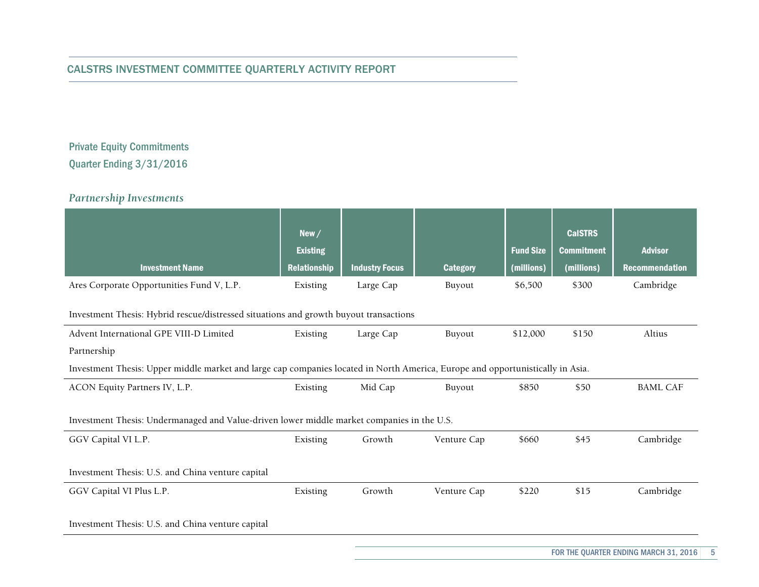## Private Equity Commitments

## Quarter Ending 3/31/2016

### *Partnership Investments*

| Investment Name | New / Existing Relationship | Industry Focus | Category | Fund Size (millions) | CalSTRS Commitment (millions) | Advisor Recommendation |
|---|---|---|---|---|---|---|
| Ares Corporate Opportunities Fund V, L.P. | Existing | Large Cap | Buyout | $6,500 | $300 | Cambridge |
| Investment Thesis: Hybrid rescue/distressed situations and growth buyout transactions | | | | | | |
| Advent International GPE VIII-D Limited Partnership | Existing | Large Cap | Buyout | $12,000 | $150 | Altius |
| Investment Thesis: Upper middle market and large cap companies located in North America, Europe and opportunistically in Asia. | | | | | | |
| ACON Equity Partners IV, L.P. | Existing | Mid Cap | Buyout | $850 | $50 | BAML CAF |
| Investment Thesis: Undermanaged and Value-driven lower middle market companies in the U.S. | | | | | | |
| GGV Capital VI L.P. | Existing | Growth | Venture Cap | $660 | $45 | Cambridge |
| Investment Thesis: U.S. and China venture capital | | | | | | |
| GGV Capital VI Plus L.P. | Existing | Growth | Venture Cap | $220 | $15 | Cambridge |
| Investment Thesis: U.S. and China venture capital | | | | | | |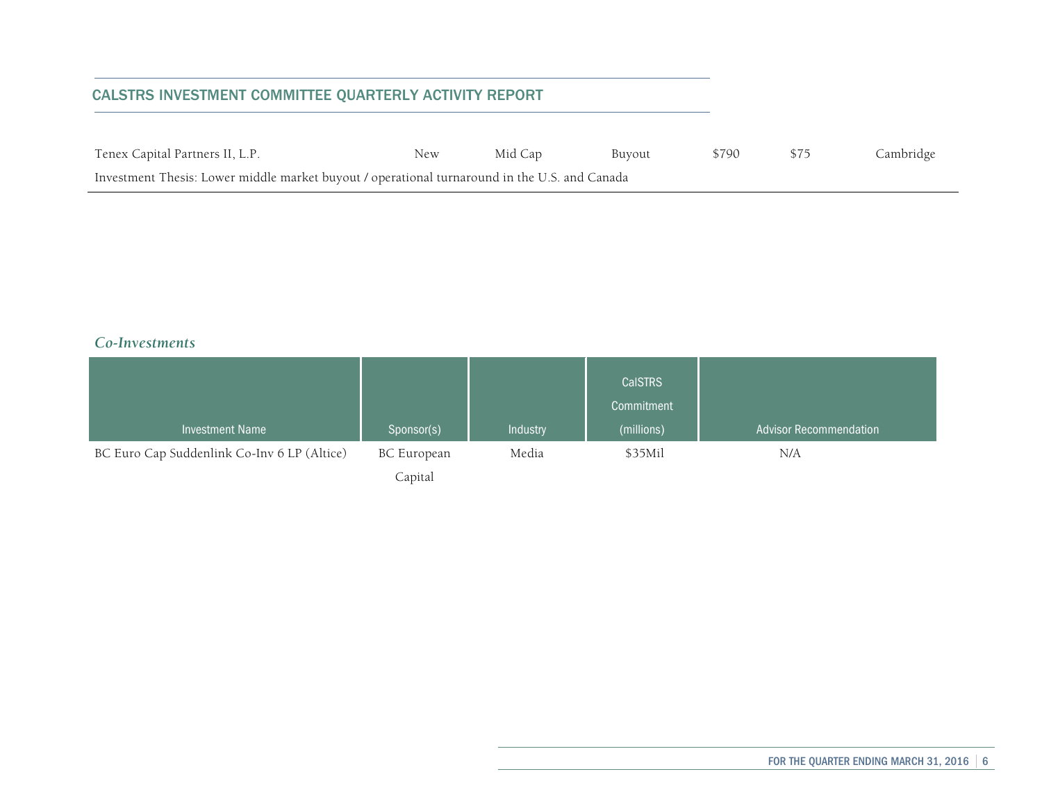| | | | | | | |
|---|---|---|---|---|---|---|
| Tenex Capital Partners II, L.P. | New | Mid Cap | Buyout | $790 | $75 | Cambridge |
| Investment Thesis: Lower middle market buyout / operational turnaround in the U.S. and Canada | | | | | | |

*Co-Investments*

| Investment Name | Sponsor(s) | Industry | CalSTRS Commitment (millions) | Advisor Recommendation |
|---|---|---|---|---|
| BC Euro Cap Suddenlink Co-Inv 6 LP (Altice) | BC European Capital | Media | $35Mil | N/A |